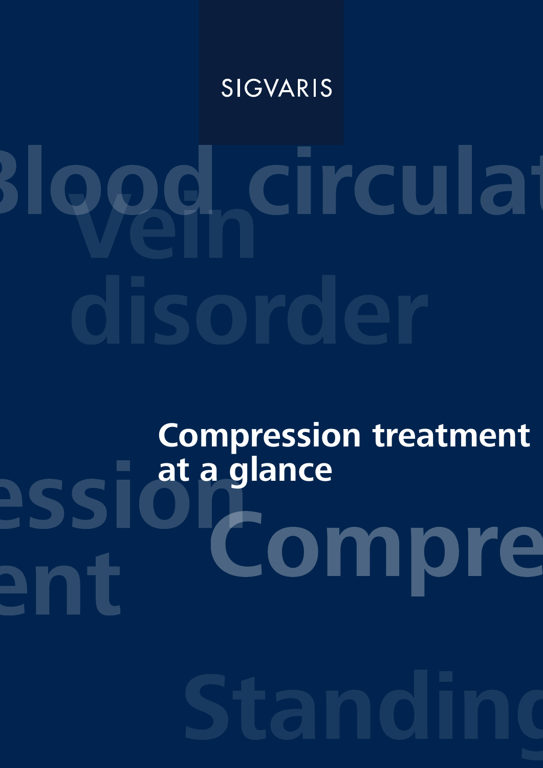SIGVARIS

# Compression treatment at a glance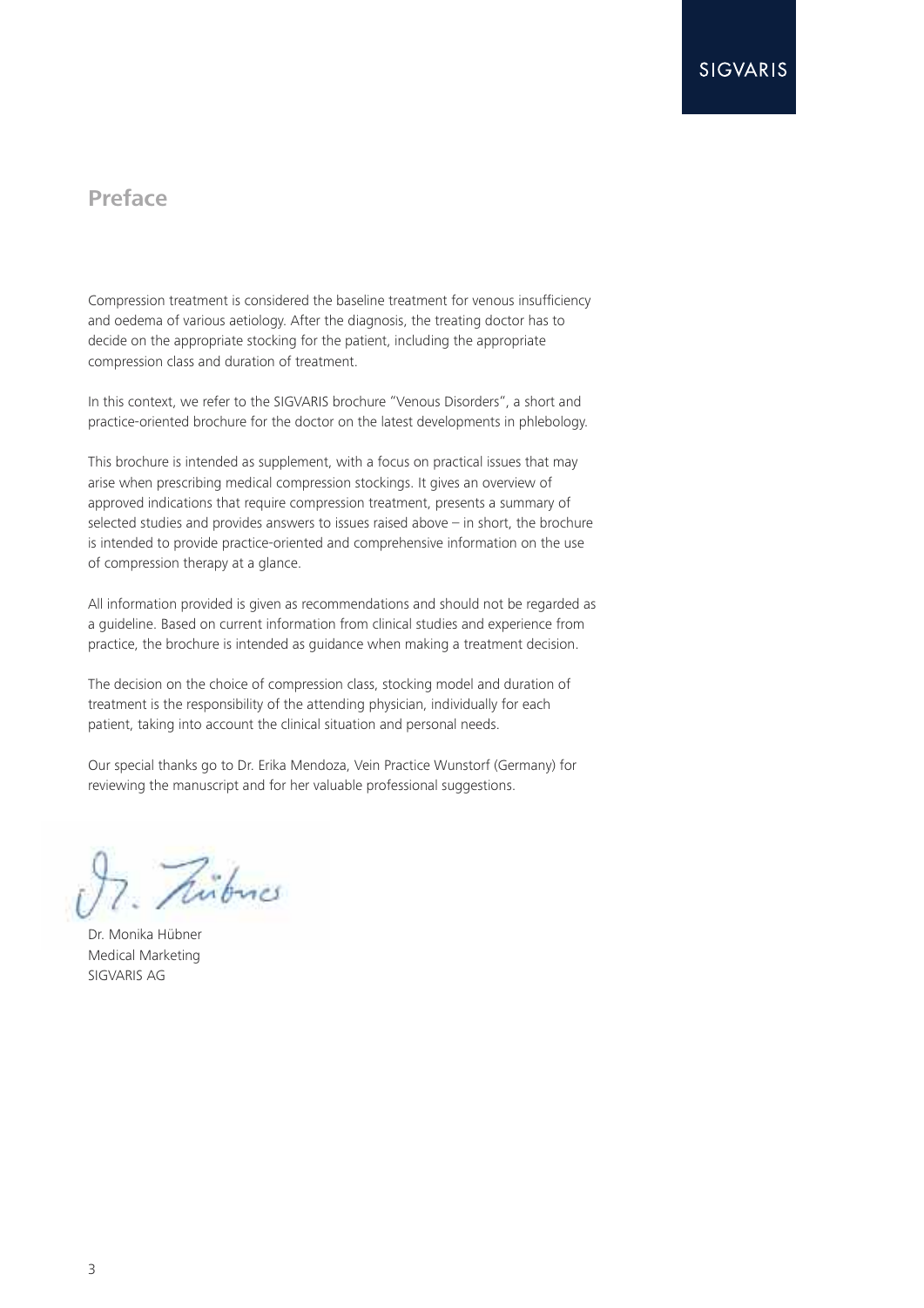## Preface

Compression treatment is considered the baseline treatment for venous insufficiency and oedema of various aetiology. After the diagnosis, the treating doctor has to decide on the appropriate stocking for the patient, including the appropriate compression class and duration of treatment.

In this context, we refer to the SIGVARIS brochure "Venous Disorders", a short and practice-oriented brochure for the doctor on the latest developments in phlebology.

This brochure is intended as supplement, with a focus on practical issues that may arise when prescribing medical compression stockings. It gives an overview of approved indications that require compression treatment, presents a summary of selected studies and provides answers to issues raised above – in short, the brochure is intended to provide practice-oriented and comprehensive information on the use of compression therapy at a glance.

All information provided is given as recommendations and should not be regarded as a guideline. Based on current information from clinical studies and experience from practice, the brochure is intended as guidance when making a treatment decision.

The decision on the choice of compression class, stocking model and duration of treatment is the responsibility of the attending physician, individually for each patient, taking into account the clinical situation and personal needs.

Our special thanks go to Dr. Erika Mendoza, Vein Practice Wunstorf (Germany) for reviewing the manuscript and for her valuable professional suggestions.

Dr. Monika Hübner
Medical Marketing
SIGVARIS AG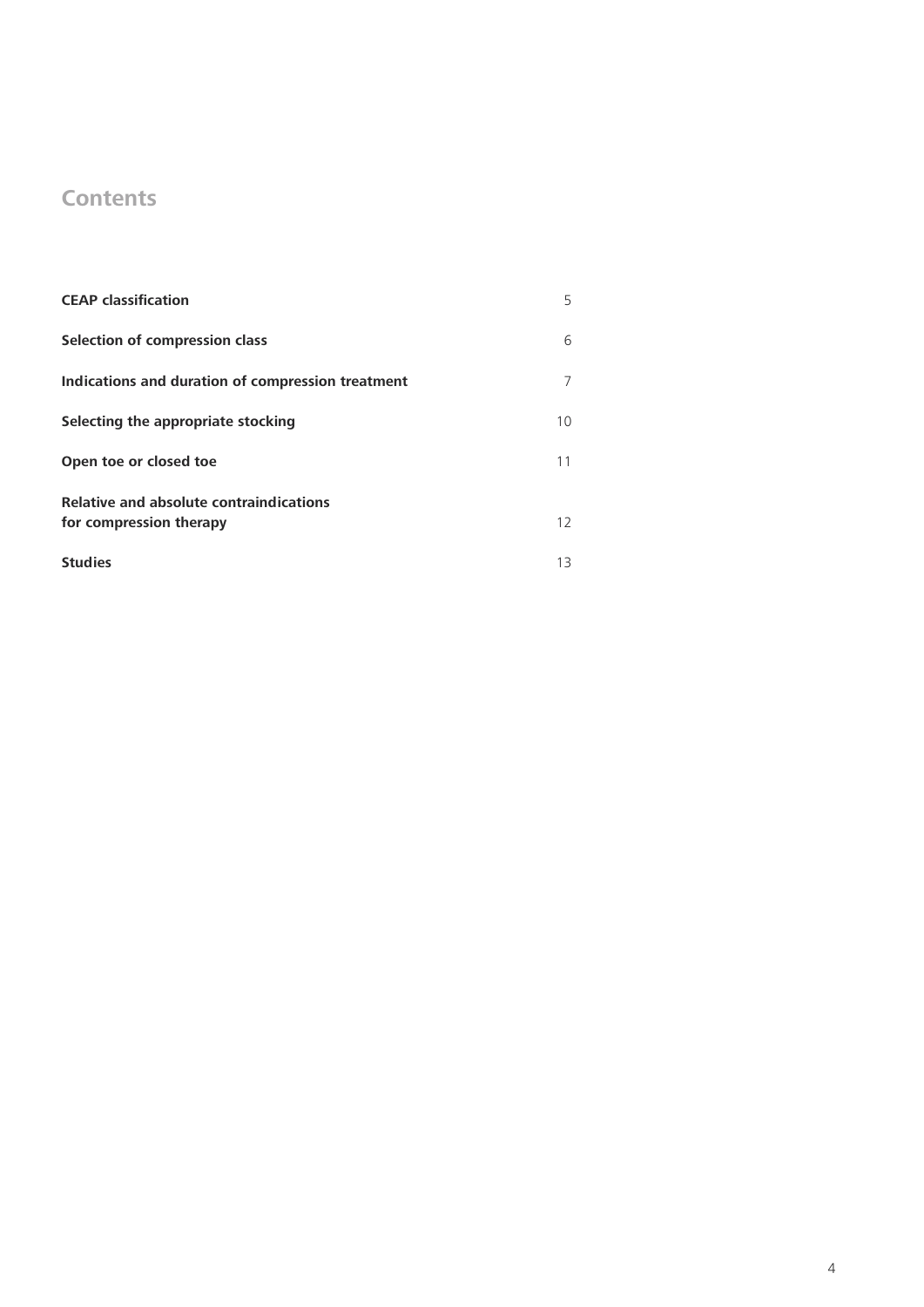# Contents

| | |
|---|---|
| **CEAP classification** | 5 |
| **Selection of compression class** | 6 |
| **Indications and duration of compression treatment** | 7 |
| **Selecting the appropriate stocking** | 10 |
| **Open toe or closed toe** | 11 |
| **Relative and absolute contraindications for compression therapy** | 12 |
| **Studies** | 13 |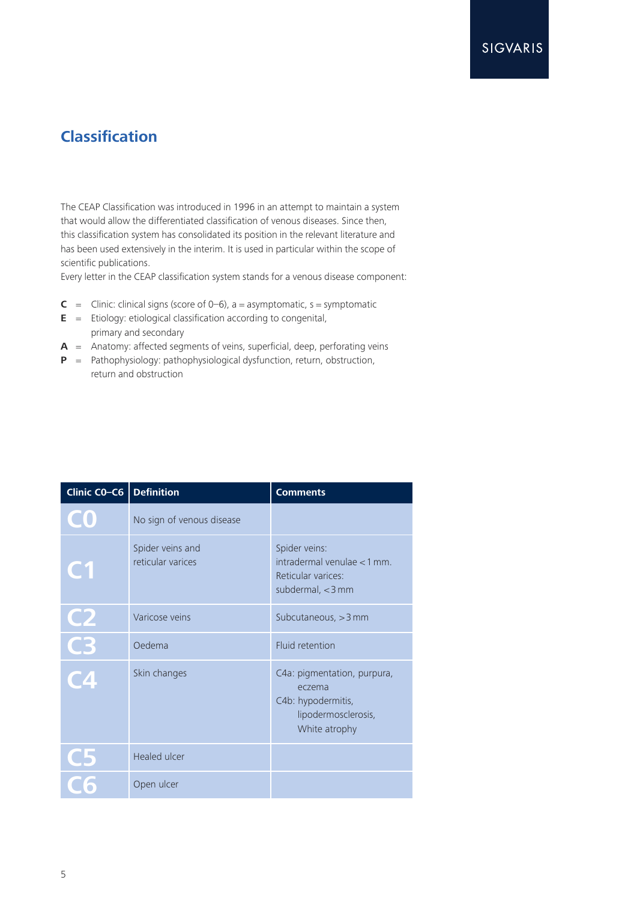## Classification

The CEAP Classification was introduced in 1996 in an attempt to maintain a system that would allow the differentiated classification of venous diseases. Since then, this classification system has consolidated its position in the relevant literature and has been used extensively in the interim. It is used in particular within the scope of scientific publications.
Every letter in the CEAP classification system stands for a venous disease component:

- **C** = Clinic: clinical signs (score of 0–6), a = asymptomatic, s = symptomatic
- **E** = Etiology: etiological classification according to congenital, primary and secondary
- **A** = Anatomy: affected segments of veins, superficial, deep, perforating veins
- **P** = Pathophysiology: pathophysiological dysfunction, return, obstruction, return and obstruction

| Clinic C0–C6 | Definition | Comments |
|---|---|---|
| C0 | No sign of venous disease | |
| C1 | Spider veins and reticular varices | Spider veins: intradermal venulae < 1 mm. Reticular varices: subdermal, < 3 mm |
| C2 | Varicose veins | Subcutaneous, > 3 mm |
| C3 | Oedema | Fluid retention |
| C4 | Skin changes | C4a: pigmentation, purpura, eczema<br>C4b: hypodermitis, lipodermosclerosis, White atrophy |
| C5 | Healed ulcer | |
| C6 | Open ulcer | |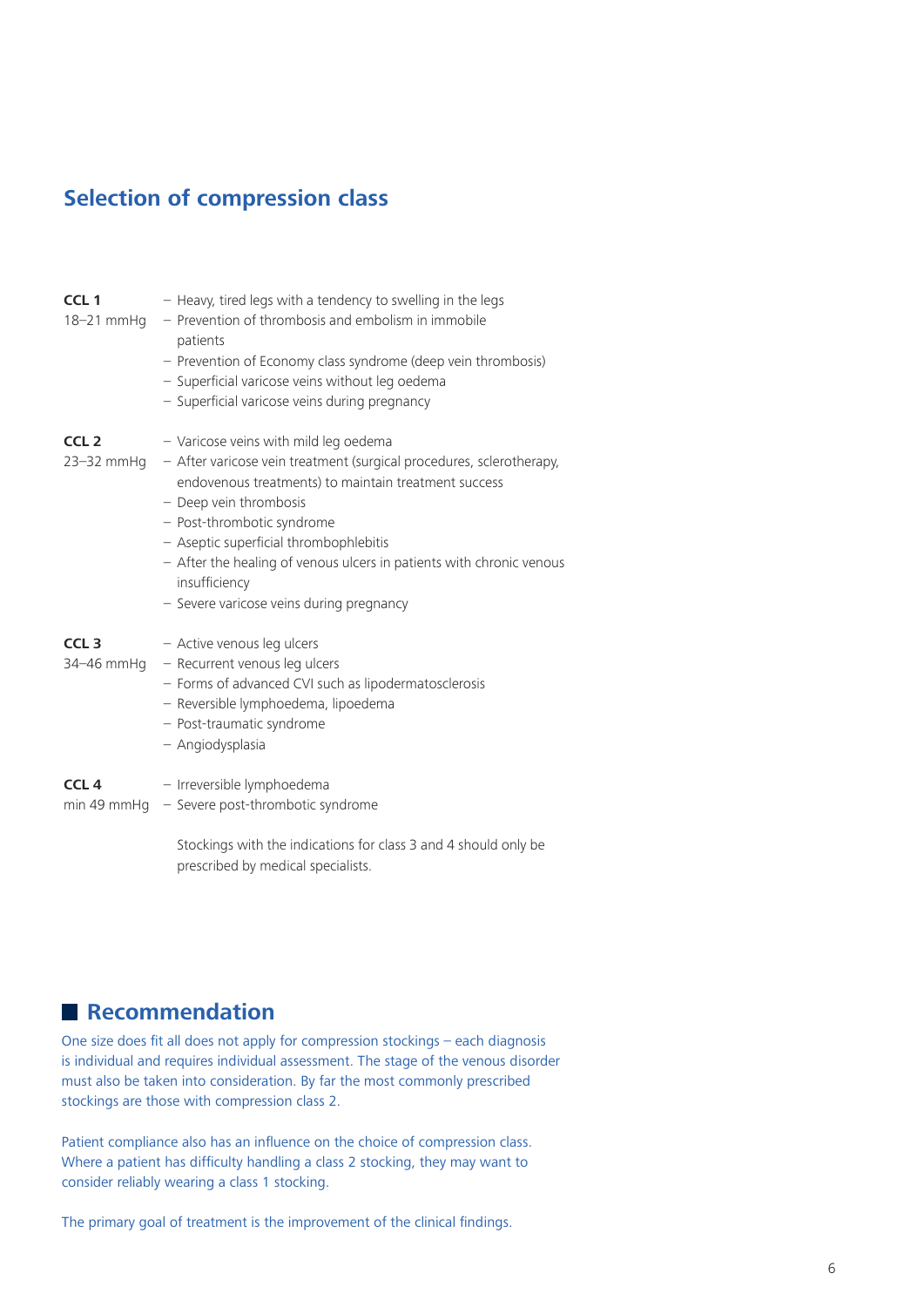## Selection of compression class

**CCL 1**
18–21 mmHg

- Heavy, tired legs with a tendency to swelling in the legs
- Prevention of thrombosis and embolism in immobile patients
- Prevention of Economy class syndrome (deep vein thrombosis)
- Superficial varicose veins without leg oedema
- Superficial varicose veins during pregnancy

**CCL 2**
23–32 mmHg

- Varicose veins with mild leg oedema
- After varicose vein treatment (surgical procedures, sclerotherapy, endovenous treatments) to maintain treatment success
- Deep vein thrombosis
- Post-thrombotic syndrome
- Aseptic superficial thrombophlebitis
- After the healing of venous ulcers in patients with chronic venous insufficiency
- Severe varicose veins during pregnancy

**CCL 3**
34–46 mmHg

- Active venous leg ulcers
- Recurrent venous leg ulcers
- Forms of advanced CVI such as lipodermatosclerosis
- Reversible lymphoedema, lipoedema
- Post-traumatic syndrome
- Angiodysplasia

**CCL 4**
min 49 mmHg

- Irreversible lymphoedema
- Severe post-thrombotic syndrome

Stockings with the indications for class 3 and 4 should only be prescribed by medical specialists.

## Recommendation

One size does fit all does not apply for compression stockings – each diagnosis is individual and requires individual assessment. The stage of the venous disorder must also be taken into consideration. By far the most commonly prescribed stockings are those with compression class 2.

Patient compliance also has an influence on the choice of compression class. Where a patient has difficulty handling a class 2 stocking, they may want to consider reliably wearing a class 1 stocking.

The primary goal of treatment is the improvement of the clinical findings.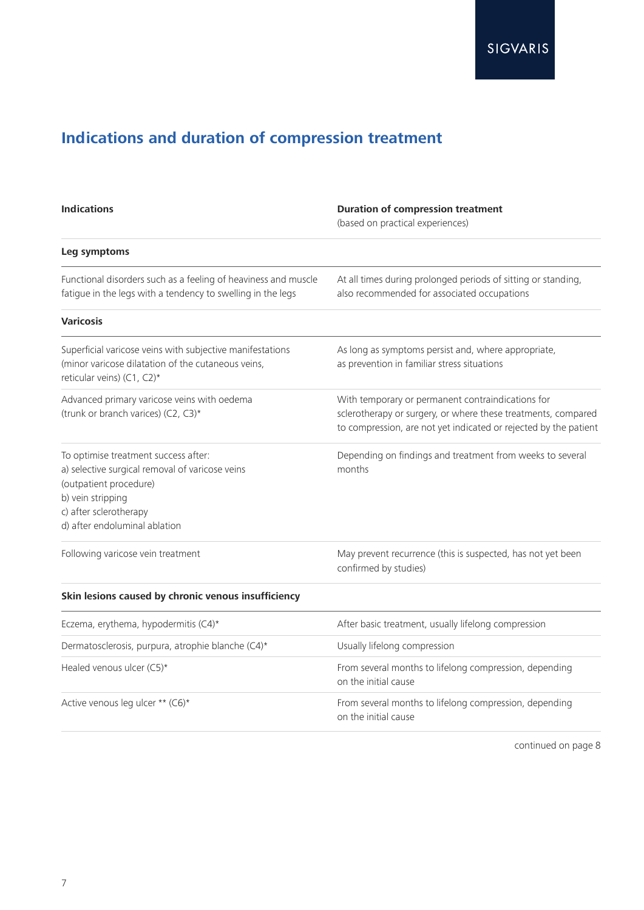## Indications and duration of compression treatment

| Indications | Duration of compression treatment (based on practical experiences) |
|---|---|
| **Leg symptoms** | |
| Functional disorders such as a feeling of heaviness and muscle fatigue in the legs with a tendency to swelling in the legs | At all times during prolonged periods of sitting or standing, also recommended for associated occupations |
| **Varicosis** | |
| Superficial varicose veins with subjective manifestations (minor varicose dilatation of the cutaneous veins, reticular veins) (C1, C2)* | As long as symptoms persist and, where appropriate, as prevention in familiar stress situations |
| Advanced primary varicose veins with oedema (trunk or branch varices) (C2, C3)* | With temporary or permanent contraindications for sclerotherapy or surgery, or where these treatments, compared to compression, are not yet indicated or rejected by the patient |
| To optimise treatment success after:<br>a) selective surgical removal of varicose veins (outpatient procedure)<br>b) vein stripping<br>c) after sclerotherapy<br>d) after endoluminal ablation | Depending on findings and treatment from weeks to several months |
| Following varicose vein treatment | May prevent recurrence (this is suspected, has not yet been confirmed by studies) |
| **Skin lesions caused by chronic venous insufficiency** | |
| Eczema, erythema, hypodermitis (C4)* | After basic treatment, usually lifelong compression |
| Dermatosclerosis, purpura, atrophie blanche (C4)* | Usually lifelong compression |
| Healed venous ulcer (C5)* | From several months to lifelong compression, depending on the initial cause |
| Active venous leg ulcer ** (C6)* | From several months to lifelong compression, depending on the initial cause |

continued on page 8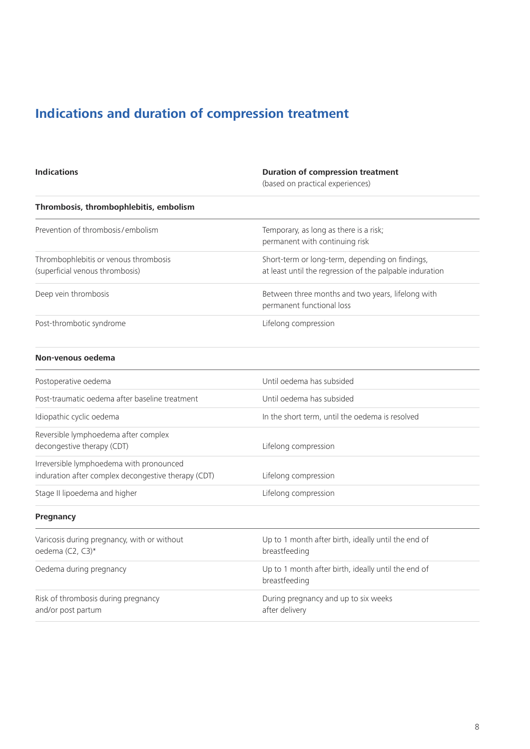# Indications and duration of compression treatment

| Indications | Duration of compression treatment (based on practical experiences) |
|---|---|
| **Thrombosis, thrombophlebitis, embolism** | |
| Prevention of thrombosis / embolism | Temporary, as long as there is a risk; permanent with continuing risk |
| Thrombophlebitis or venous thrombosis (superficial venous thrombosis) | Short-term or long-term, depending on findings, at least until the regression of the palpable induration |
| Deep vein thrombosis | Between three months and two years, lifelong with permanent functional loss |
| Post-thrombotic syndrome | Lifelong compression |
| **Non-venous oedema** | |
| Postoperative oedema | Until oedema has subsided |
| Post-traumatic oedema after baseline treatment | Until oedema has subsided |
| Idiopathic cyclic oedema | In the short term, until the oedema is resolved |
| Reversible lymphoedema after complex decongestive therapy (CDT) | Lifelong compression |
| Irreversible lymphoedema with pronounced induration after complex decongestive therapy (CDT) | Lifelong compression |
| Stage II lipoedema and higher | Lifelong compression |
| **Pregnancy** | |
| Varicosis during pregnancy, with or without oedema (C2, C3)* | Up to 1 month after birth, ideally until the end of breastfeeding |
| Oedema during pregnancy | Up to 1 month after birth, ideally until the end of breastfeeding |
| Risk of thrombosis during pregnancy and/or post partum | During pregnancy and up to six weeks after delivery |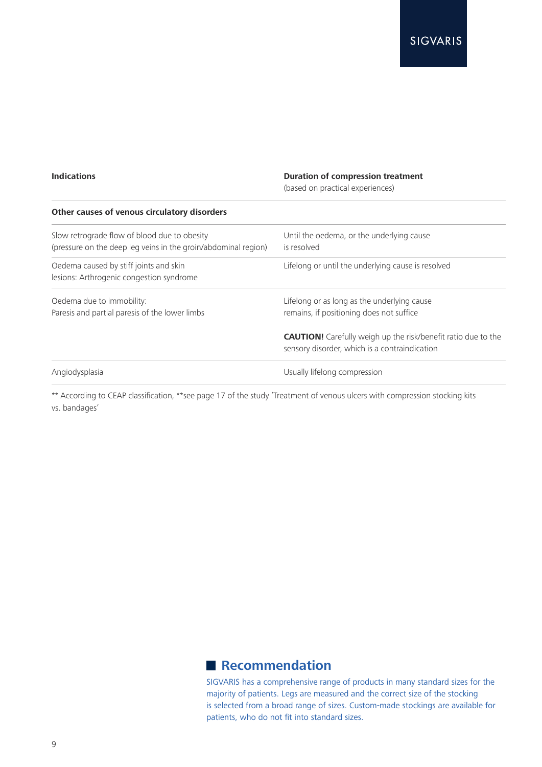| Indications | Duration of compression treatment (based on practical experiences) |
|---|---|
| **Other causes of venous circulatory disorders** | |
| Slow retrograde flow of blood due to obesity (pressure on the deep leg veins in the groin/abdominal region) | Until the oedema, or the underlying cause is resolved |
| Oedema caused by stiff joints and skin lesions: Arthrogenic congestion syndrome | Lifelong or until the underlying cause is resolved |
| Oedema due to immobility: Paresis and partial paresis of the lower limbs | Lifelong or as long as the underlying cause remains, if positioning does not suffice<br><br>**CAUTION!** Carefully weigh up the risk/benefit ratio due to the sensory disorder, which is a contraindication |
| Angiodysplasia | Usually lifelong compression |

** According to CEAP classification, **see page 17 of the study 'Treatment of venous ulcers with compression stocking kits vs. bandages'

## Recommendation

SIGVARIS has a comprehensive range of products in many standard sizes for the majority of patients. Legs are measured and the correct size of the stocking is selected from a broad range of sizes. Custom-made stockings are available for patients, who do not fit into standard sizes.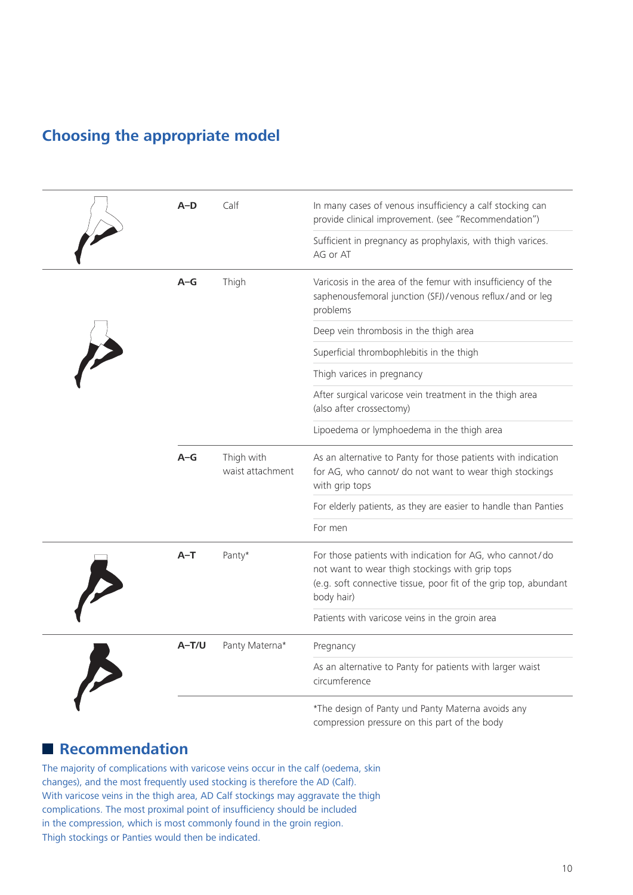## Choosing the appropriate model

| Code | Model | Indication |
|---|---|---|
| **A–D** | Calf | In many cases of venous insufficiency a calf stocking can provide clinical improvement. (see "Recommendation") |
| | | Sufficient in pregnancy as prophylaxis, with thigh varices. AG or AT |
| **A–G** | Thigh | Varicosis in the area of the femur with insufficiency of the saphenousfemoral junction (SFJ)/venous reflux/and or leg problems |
| | | Deep vein thrombosis in the thigh area |
| | | Superficial thrombophlebitis in the thigh |
| | | Thigh varices in pregnancy |
| | | After surgical varicose vein treatment in the thigh area (also after crossectomy) |
| | | Lipoedema or lymphoedema in the thigh area |
| **A–G** | Thigh with waist attachment | As an alternative to Panty for those patients with indication for AG, who cannot/ do not want to wear thigh stockings with grip tops |
| | | For elderly patients, as they are easier to handle than Panties |
| | | For men |
| **A–T** | Panty* | For those patients with indication for AG, who cannot/do not want to wear thigh stockings with grip tops (e.g. soft connective tissue, poor fit of the grip top, abundant body hair) |
| | | Patients with varicose veins in the groin area |
| **A–T/U** | Panty Materna* | Pregnancy |
| | | As an alternative to Panty for patients with larger waist circumference |

*The design of Panty und Panty Materna avoids any compression pressure on this part of the body

## Recommendation

The majority of complications with varicose veins occur in the calf (oedema, skin changes), and the most frequently used stocking is therefore the AD (Calf). With varicose veins in the thigh area, AD Calf stockings may aggravate the thigh complications. The most proximal point of insufficiency should be included in the compression, which is most commonly found in the groin region. Thigh stockings or Panties would then be indicated.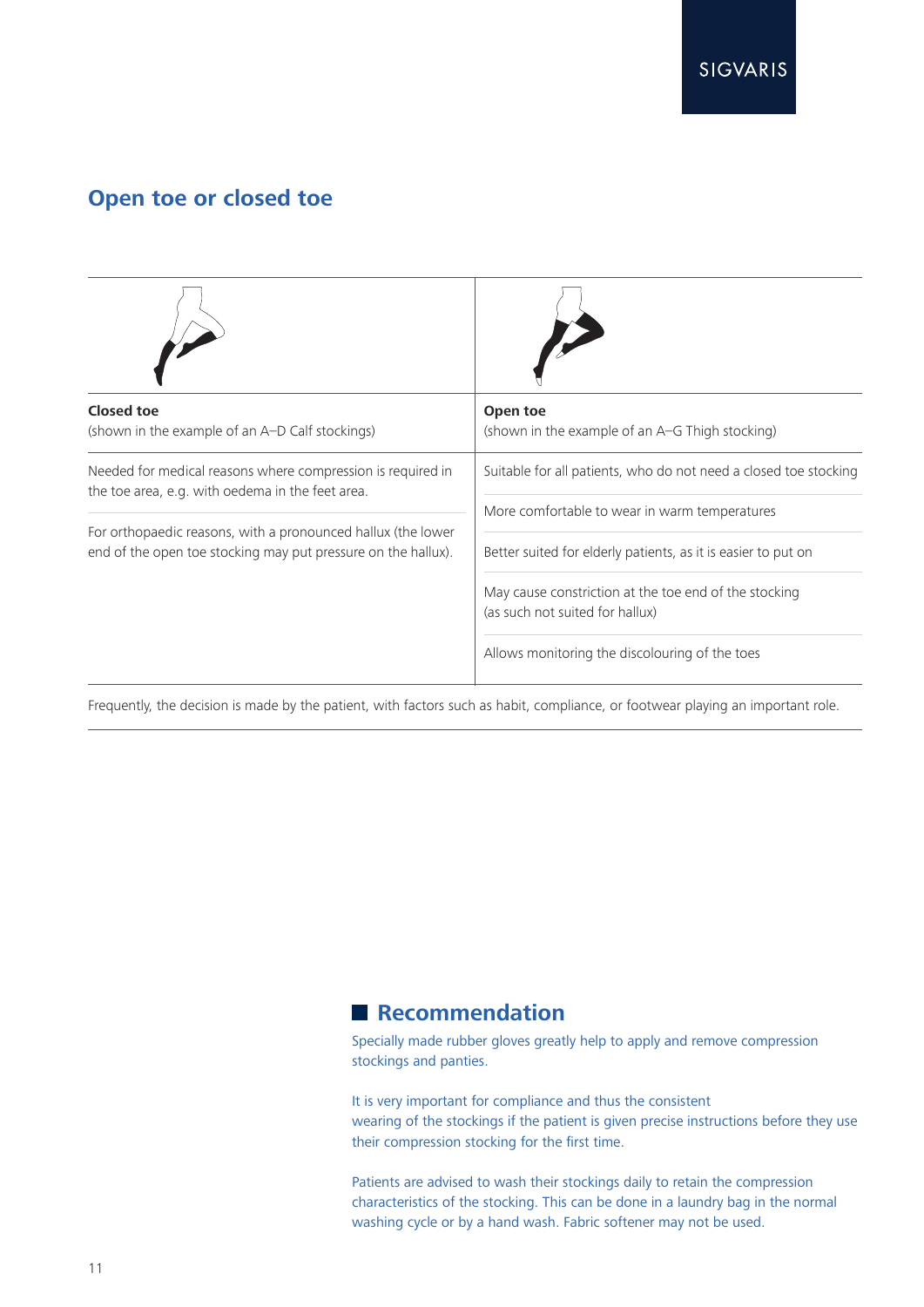## Open toe or closed toe

| **Closed toe**<br>(shown in the example of an A–D Calf stockings) | **Open toe**<br>(shown in the example of an A–G Thigh stocking) |
|---|---|
| Needed for medical reasons where compression is required in the toe area, e.g. with oedema in the feet area. | Suitable for all patients, who do not need a closed toe stocking |
| For orthopaedic reasons, with a pronounced hallux (the lower end of the open toe stocking may put pressure on the hallux). | More comfortable to wear in warm temperatures |
| | Better suited for elderly patients, as it is easier to put on |
| | May cause constriction at the toe end of the stocking (as such not suited for hallux) |
| | Allows monitoring the discolouring of the toes |

Frequently, the decision is made by the patient, with factors such as habit, compliance, or footwear playing an important role.

### Recommendation

Specially made rubber gloves greatly help to apply and remove compression stockings and panties.

It is very important for compliance and thus the consistent wearing of the stockings if the patient is given precise instructions before they use their compression stocking for the first time.

Patients are advised to wash their stockings daily to retain the compression characteristics of the stocking. This can be done in a laundry bag in the normal washing cycle or by a hand wash. Fabric softener may not be used.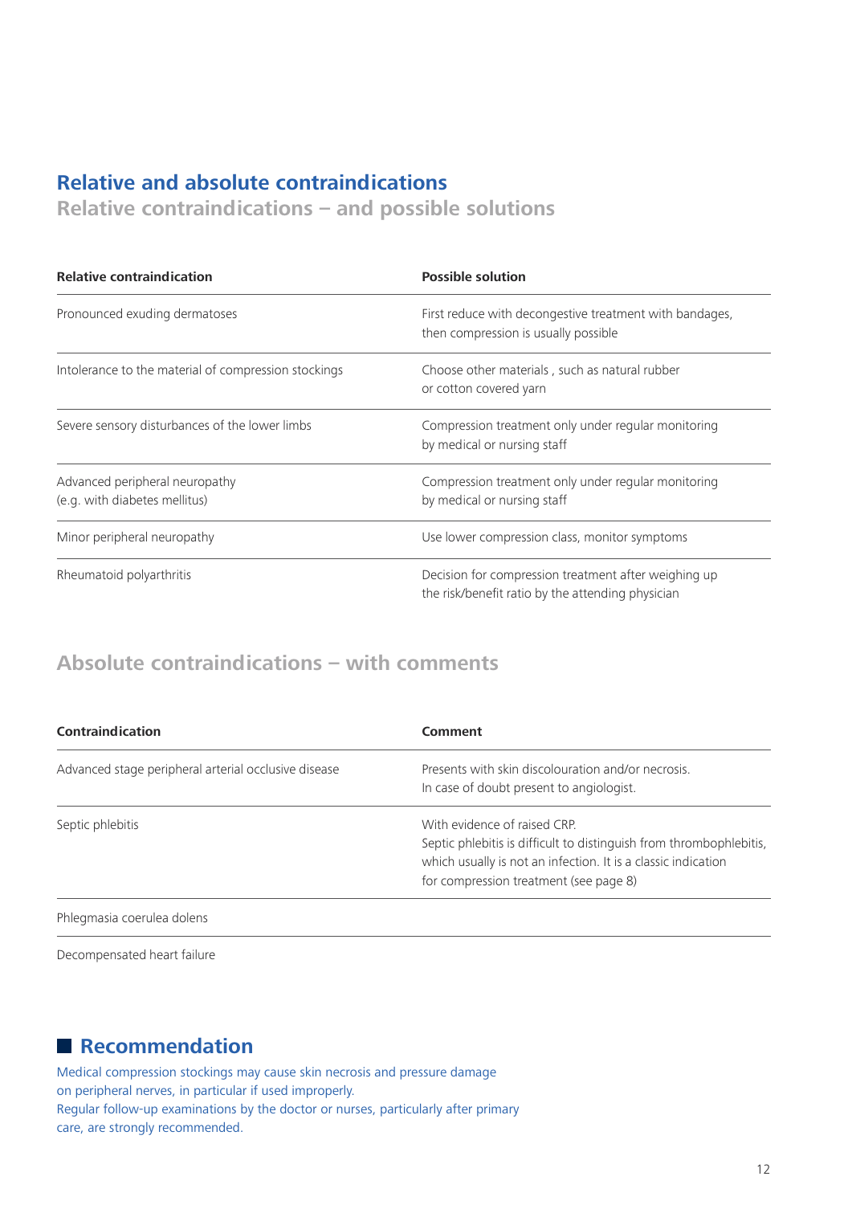## Relative and absolute contraindications

### Relative contraindications – and possible solutions

| Relative contraindication | Possible solution |
| --- | --- |
| Pronounced exuding dermatoses | First reduce with decongestive treatment with bandages, then compression is usually possible |
| Intolerance to the material of compression stockings | Choose other materials , such as natural rubber or cotton covered yarn |
| Severe sensory disturbances of the lower limbs | Compression treatment only under regular monitoring by medical or nursing staff |
| Advanced peripheral neuropathy (e.g. with diabetes mellitus) | Compression treatment only under regular monitoring by medical or nursing staff |
| Minor peripheral neuropathy | Use lower compression class, monitor symptoms |
| Rheumatoid polyarthritis | Decision for compression treatment after weighing up the risk/benefit ratio by the attending physician |

### Absolute contraindications – with comments

| Contraindication | Comment |
| --- | --- |
| Advanced stage peripheral arterial occlusive disease | Presents with skin discolouration and/or necrosis. In case of doubt present to angiologist. |
| Septic phlebitis | With evidence of raised CRP. Septic phlebitis is difficult to distinguish from thrombophlebitis, which usually is not an infection. It is a classic indication for compression treatment (see page 8) |
| Phlegmasia coerulea dolens | |
| Decompensated heart failure | |

## Recommendation

Medical compression stockings may cause skin necrosis and pressure damage on peripheral nerves, in particular if used improperly.
Regular follow-up examinations by the doctor or nurses, particularly after primary care, are strongly recommended.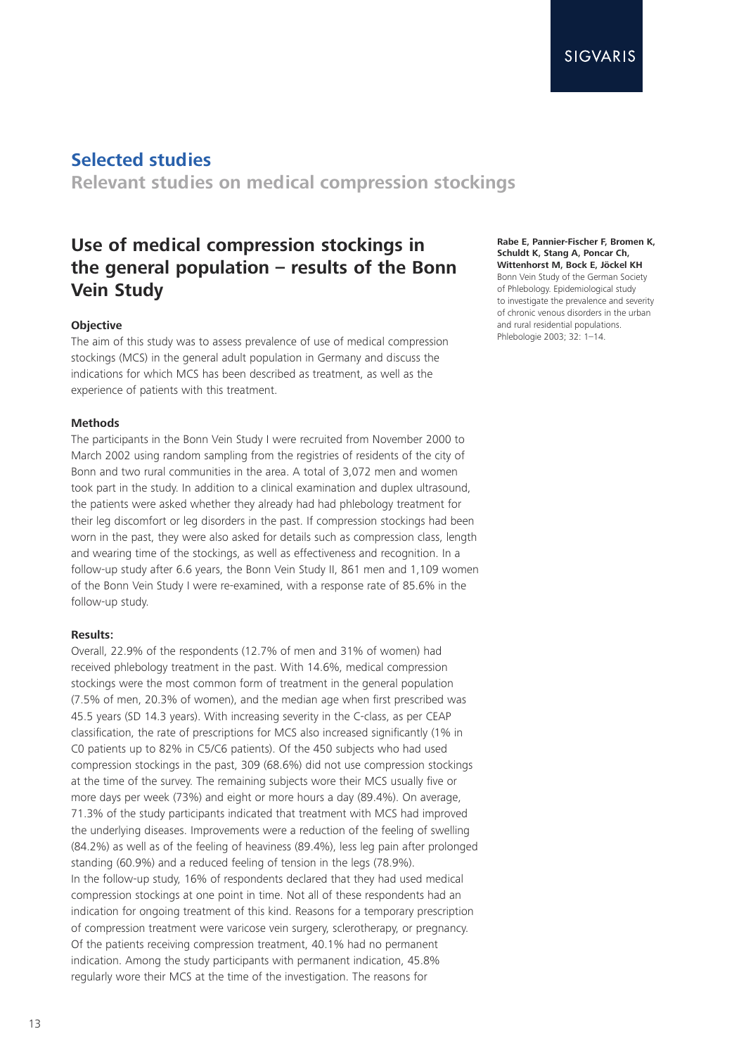## Selected studies

**Relevant studies on medical compression stockings**

# Use of medical compression stockings in the general population – results of the Bonn Vein Study

**Rabe E, Pannier-Fischer F, Bromen K, Schuldt K, Stang A, Poncar Ch, Wittenhorst M, Bock E, Jöckel KH**
Bonn Vein Study of the German Society of Phlebology. Epidemiological study to investigate the prevalence and severity of chronic venous disorders in the urban and rural residential populations. Phlebologie 2003; 32: 1–14.

### Objective

The aim of this study was to assess prevalence of use of medical compression stockings (MCS) in the general adult population in Germany and discuss the indications for which MCS has been described as treatment, as well as the experience of patients with this treatment.

### Methods

The participants in the Bonn Vein Study I were recruited from November 2000 to March 2002 using random sampling from the registries of residents of the city of Bonn and two rural communities in the area. A total of 3,072 men and women took part in the study. In addition to a clinical examination and duplex ultrasound, the patients were asked whether they already had had phlebology treatment for their leg discomfort or leg disorders in the past. If compression stockings had been worn in the past, they were also asked for details such as compression class, length and wearing time of the stockings, as well as effectiveness and recognition. In a follow-up study after 6.6 years, the Bonn Vein Study II, 861 men and 1,109 women of the Bonn Vein Study I were re-examined, with a response rate of 85.6% in the follow-up study.

### Results:

Overall, 22.9% of the respondents (12.7% of men and 31% of women) had received phlebology treatment in the past. With 14.6%, medical compression stockings were the most common form of treatment in the general population (7.5% of men, 20.3% of women), and the median age when first prescribed was 45.5 years (SD 14.3 years). With increasing severity in the C-class, as per CEAP classification, the rate of prescriptions for MCS also increased significantly (1% in C0 patients up to 82% in C5/C6 patients). Of the 450 subjects who had used compression stockings in the past, 309 (68.6%) did not use compression stockings at the time of the survey. The remaining subjects wore their MCS usually five or more days per week (73%) and eight or more hours a day (89.4%). On average, 71.3% of the study participants indicated that treatment with MCS had improved the underlying diseases. Improvements were a reduction of the feeling of swelling (84.2%) as well as of the feeling of heaviness (89.4%), less leg pain after prolonged standing (60.9%) and a reduced feeling of tension in the legs (78.9%).
In the follow-up study, 16% of respondents declared that they had used medical compression stockings at one point in time. Not all of these respondents had an indication for ongoing treatment of this kind. Reasons for a temporary prescription of compression treatment were varicose vein surgery, sclerotherapy, or pregnancy. Of the patients receiving compression treatment, 40.1% had no permanent indication. Among the study participants with permanent indication, 45.8% regularly wore their MCS at the time of the investigation. The reasons for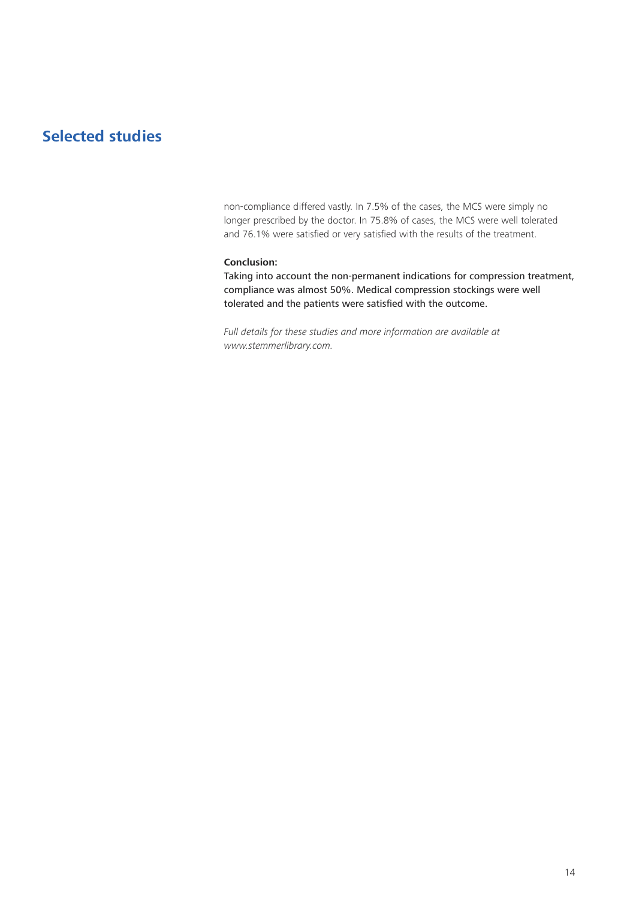## Selected studies

non-compliance differed vastly. In 7.5% of the cases, the MCS were simply no longer prescribed by the doctor. In 75.8% of cases, the MCS were well tolerated and 76.1% were satisfied or very satisfied with the results of the treatment.

**Conclusion:**
Taking into account the non-permanent indications for compression treatment, compliance was almost 50%. Medical compression stockings were well tolerated and the patients were satisfied with the outcome.

*Full details for these studies and more information are available at www.stemmerlibrary.com.*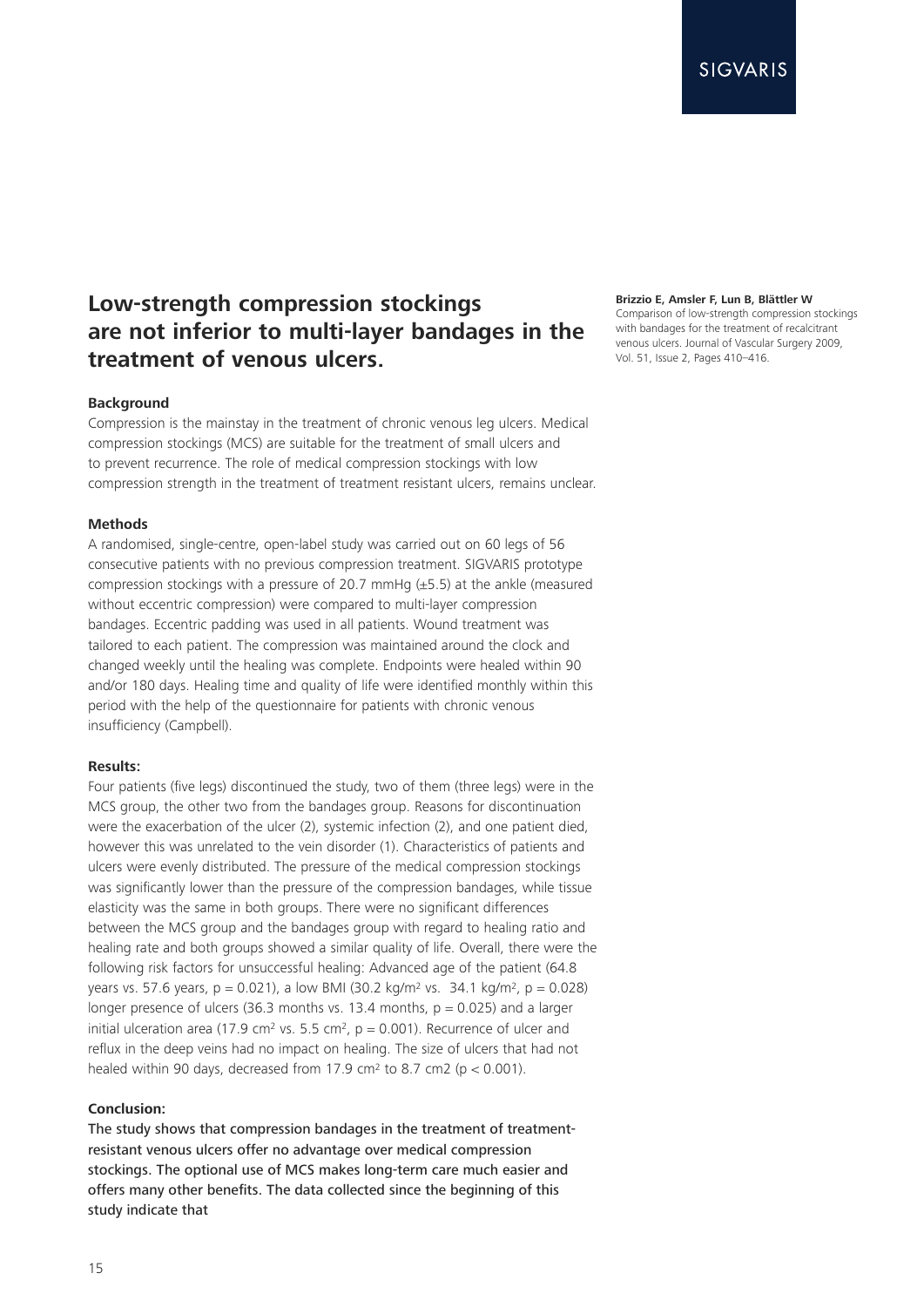# Low-strength compression stockings are not inferior to multi-layer bandages in the treatment of venous ulcers.

**Brizzio E, Amsler F, Lun B, Blättler W**
Comparison of low-strength compression stockings with bandages for the treatment of recalcitrant venous ulcers. Journal of Vascular Surgery 2009, Vol. 51, Issue 2, Pages 410–416.

**Background**

Compression is the mainstay in the treatment of chronic venous leg ulcers. Medical compression stockings (MCS) are suitable for the treatment of small ulcers and to prevent recurrence. The role of medical compression stockings with low compression strength in the treatment of treatment resistant ulcers, remains unclear.

**Methods**

A randomised, single-centre, open-label study was carried out on 60 legs of 56 consecutive patients with no previous compression treatment. SIGVARIS prototype compression stockings with a pressure of 20.7 mmHg (±5.5) at the ankle (measured without eccentric compression) were compared to multi-layer compression bandages. Eccentric padding was used in all patients. Wound treatment was tailored to each patient. The compression was maintained around the clock and changed weekly until the healing was complete. Endpoints were healed within 90 and/or 180 days. Healing time and quality of life were identified monthly within this period with the help of the questionnaire for patients with chronic venous insufficiency (Campbell).

**Results:**

Four patients (five legs) discontinued the study, two of them (three legs) were in the MCS group, the other two from the bandages group. Reasons for discontinuation were the exacerbation of the ulcer (2), systemic infection (2), and one patient died, however this was unrelated to the vein disorder (1). Characteristics of patients and ulcers were evenly distributed. The pressure of the medical compression stockings was significantly lower than the pressure of the compression bandages, while tissue elasticity was the same in both groups. There were no significant differences between the MCS group and the bandages group with regard to healing ratio and healing rate and both groups showed a similar quality of life. Overall, there were the following risk factors for unsuccessful healing: Advanced age of the patient (64.8 years vs. 57.6 years, $p = 0.021$), a low BMI (30.2 kg/m$^2$ vs. 34.1 kg/m$^2$, $p = 0.028$) longer presence of ulcers (36.3 months vs. 13.4 months, $p = 0.025$) and a larger initial ulceration area (17.9 cm$^2$ vs. 5.5 cm$^2$, $p = 0.001$). Recurrence of ulcer and reflux in the deep veins had no impact on healing. The size of ulcers that had not healed within 90 days, decreased from 17.9 cm$^2$ to 8.7 cm2 ($p < 0.001$).

**Conclusion:**

The study shows that compression bandages in the treatment of treatment-resistant venous ulcers offer no advantage over medical compression stockings. The optional use of MCS makes long-term care much easier and offers many other benefits. The data collected since the beginning of this study indicate that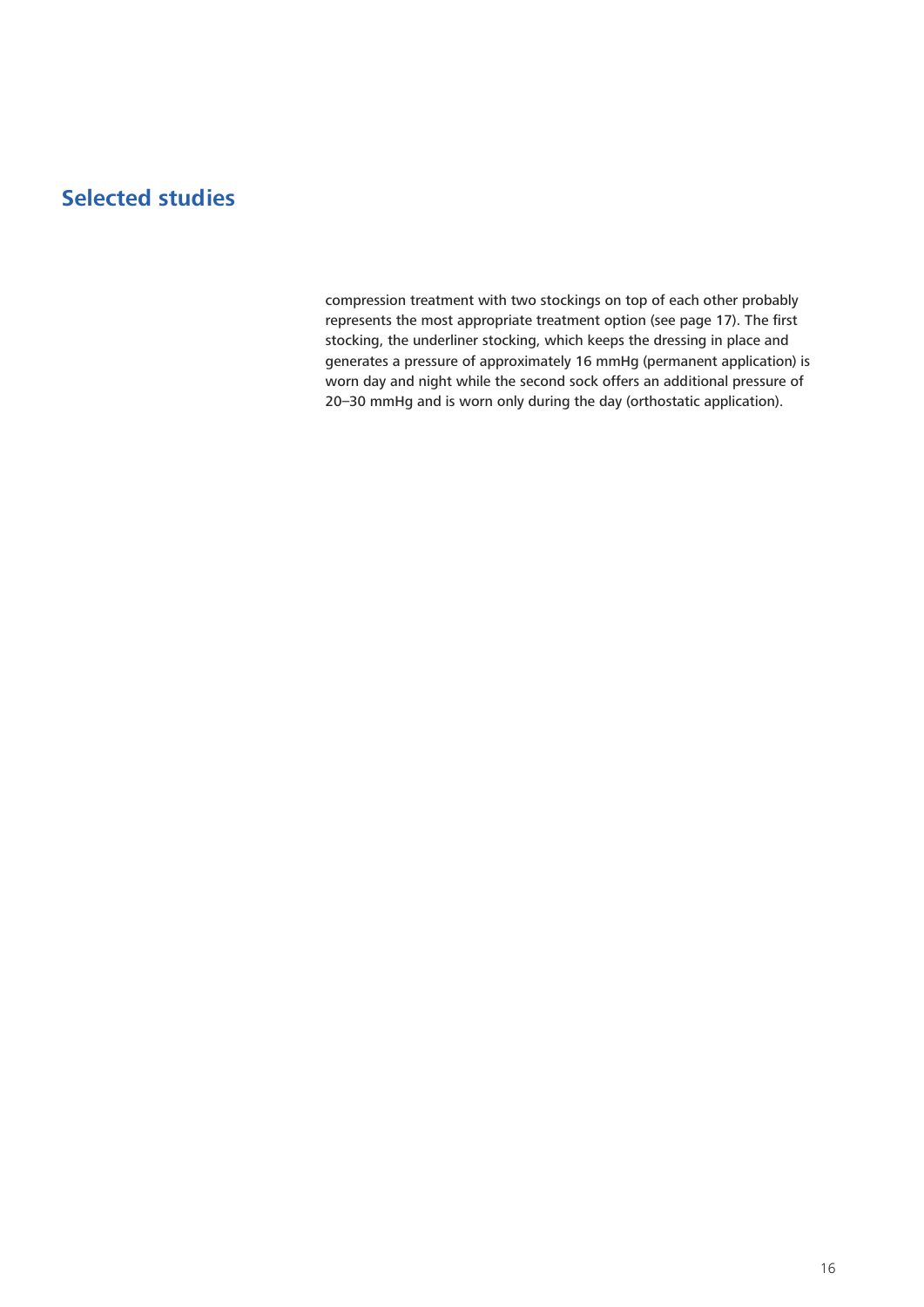## Selected studies

compression treatment with two stockings on top of each other probably represents the most appropriate treatment option (see page 17). The first stocking, the underliner stocking, which keeps the dressing in place and generates a pressure of approximately 16 mmHg (permanent application) is worn day and night while the second sock offers an additional pressure of 20–30 mmHg and is worn only during the day (orthostatic application).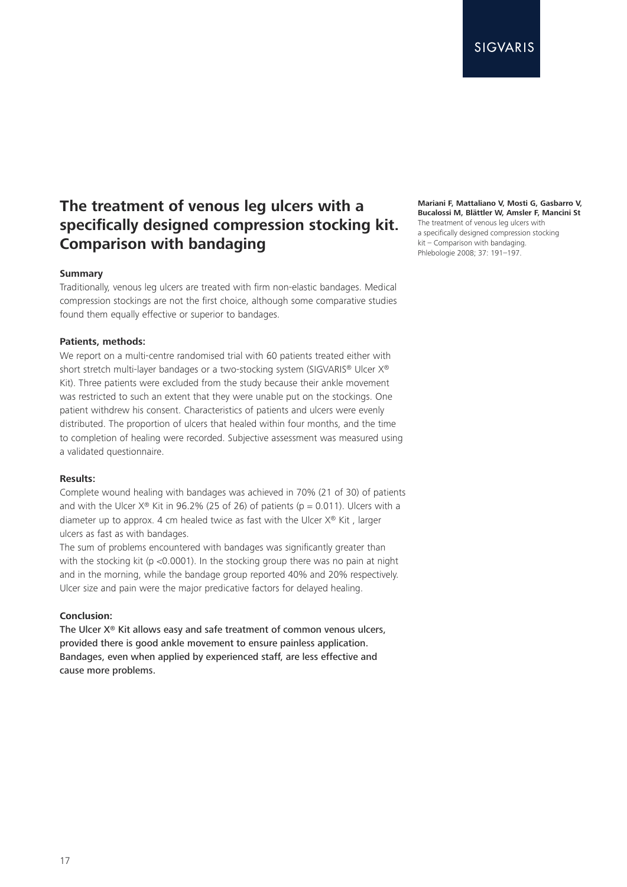# The treatment of venous leg ulcers with a specifically designed compression stocking kit. Comparison with bandaging

**Mariani F, Mattaliano V, Mosti G, Gasbarro V, Bucalossi M, Blättler W, Amsler F, Mancini St**
The treatment of venous leg ulcers with a specifically designed compression stocking kit – Comparison with bandaging.
Phlebologie 2008; 37: 191–197.

**Summary**

Traditionally, venous leg ulcers are treated with firm non-elastic bandages. Medical compression stockings are not the first choice, although some comparative studies found them equally effective or superior to bandages.

**Patients, methods:**

We report on a multi-centre randomised trial with 60 patients treated either with short stretch multi-layer bandages or a two-stocking system (SIGVARIS® Ulcer X® Kit). Three patients were excluded from the study because their ankle movement was restricted to such an extent that they were unable put on the stockings. One patient withdrew his consent. Characteristics of patients and ulcers were evenly distributed. The proportion of ulcers that healed within four months, and the time to completion of healing were recorded. Subjective assessment was measured using a validated questionnaire.

**Results:**

Complete wound healing with bandages was achieved in 70% (21 of 30) of patients and with the Ulcer X® Kit in 96.2% (25 of 26) of patients ($p = 0.011$). Ulcers with a diameter up to approx. 4 cm healed twice as fast with the Ulcer X® Kit , larger ulcers as fast as with bandages.

The sum of problems encountered with bandages was significantly greater than with the stocking kit ($p < 0.0001$). In the stocking group there was no pain at night and in the morning, while the bandage group reported 40% and 20% respectively. Ulcer size and pain were the major predicative factors for delayed healing.

**Conclusion:**

**The Ulcer X® Kit allows easy and safe treatment of common venous ulcers, provided there is good ankle movement to ensure painless application. Bandages, even when applied by experienced staff, are less effective and cause more problems.**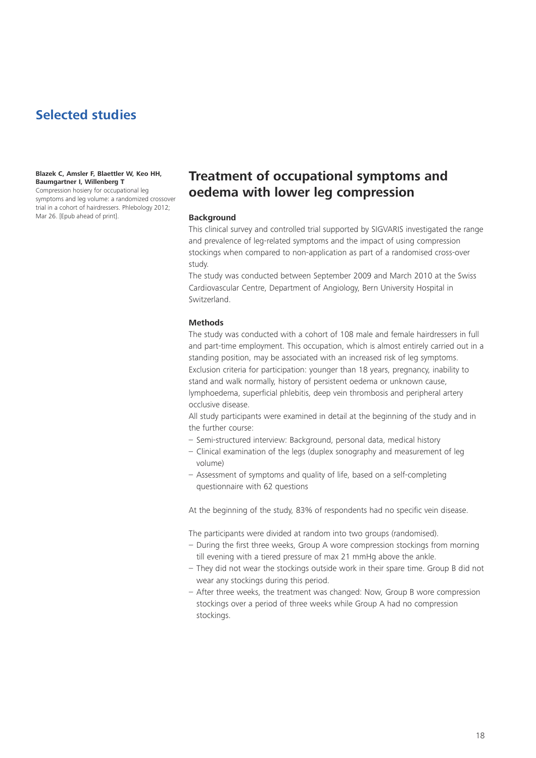## Selected studies

**Blazek C, Amsler F, Blaettler W, Keo HH, Baumgartner I, Willenberg T**
Compression hosiery for occupational leg symptoms and leg volume: a randomized crossover trial in a cohort of hairdressers. Phlebology 2012; Mar 26. [Epub ahead of print].

# Treatment of occupational symptoms and oedema with lower leg compression

### Background

This clinical survey and controlled trial supported by SIGVARIS investigated the range and prevalence of leg-related symptoms and the impact of using compression stockings when compared to non-application as part of a randomised cross-over study.
The study was conducted between September 2009 and March 2010 at the Swiss Cardiovascular Centre, Department of Angiology, Bern University Hospital in Switzerland.

### Methods

The study was conducted with a cohort of 108 male and female hairdressers in full and part-time employment. This occupation, which is almost entirely carried out in a standing position, may be associated with an increased risk of leg symptoms.
Exclusion criteria for participation: younger than 18 years, pregnancy, inability to stand and walk normally, history of persistent oedema or unknown cause, lymphoedema, superficial phlebitis, deep vein thrombosis and peripheral artery occlusive disease.
All study participants were examined in detail at the beginning of the study and in the further course:

- Semi-structured interview: Background, personal data, medical history
- Clinical examination of the legs (duplex sonography and measurement of leg volume)
- Assessment of symptoms and quality of life, based on a self-completing questionnaire with 62 questions

At the beginning of the study, 83% of respondents had no specific vein disease.

The participants were divided at random into two groups (randomised).

- During the first three weeks, Group A wore compression stockings from morning till evening with a tiered pressure of max 21 mmHg above the ankle.
- They did not wear the stockings outside work in their spare time. Group B did not wear any stockings during this period.
- After three weeks, the treatment was changed: Now, Group B wore compression stockings over a period of three weeks while Group A had no compression stockings.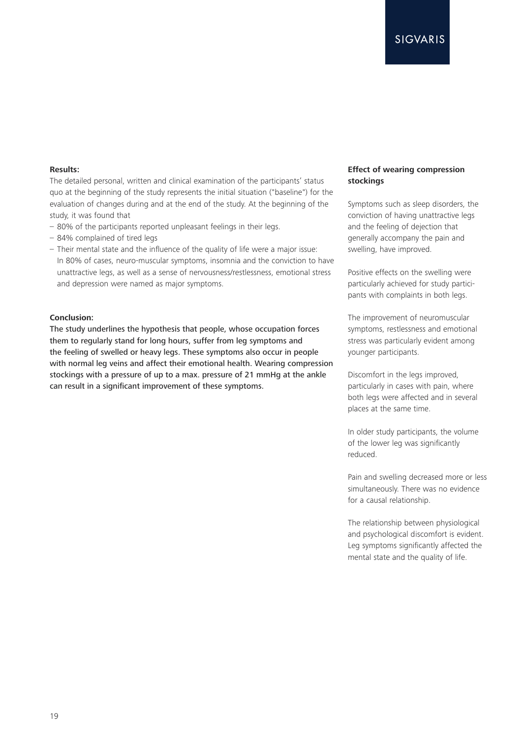**Results:**

The detailed personal, written and clinical examination of the participants' status quo at the beginning of the study represents the initial situation ("baseline") for the evaluation of changes during and at the end of the study. At the beginning of the study, it was found that

- 80% of the participants reported unpleasant feelings in their legs.
- 84% complained of tired legs
- Their mental state and the influence of the quality of life were a major issue: In 80% of cases, neuro-muscular symptoms, insomnia and the conviction to have unattractive legs, as well as a sense of nervousness/restlessness, emotional stress and depression were named as major symptoms.

**Conclusion:**

**The study underlines the hypothesis that people, whose occupation forces them to regularly stand for long hours, suffer from leg symptoms and the feeling of swelled or heavy legs. These symptoms also occur in people with normal leg veins and affect their emotional health. Wearing compression stockings with a pressure of up to a max. pressure of 21 mmHg at the ankle can result in a significant improvement of these symptoms.**

**Effect of wearing compression stockings**

Symptoms such as sleep disorders, the conviction of having unattractive legs and the feeling of dejection that generally accompany the pain and swelling, have improved.

Positive effects on the swelling were particularly achieved for study participants with complaints in both legs.

The improvement of neuromuscular symptoms, restlessness and emotional stress was particularly evident among younger participants.

Discomfort in the legs improved, particularly in cases with pain, where both legs were affected and in several places at the same time.

In older study participants, the volume of the lower leg was significantly reduced.

Pain and swelling decreased more or less simultaneously. There was no evidence for a causal relationship.

The relationship between physiological and psychological discomfort is evident. Leg symptoms significantly affected the mental state and the quality of life.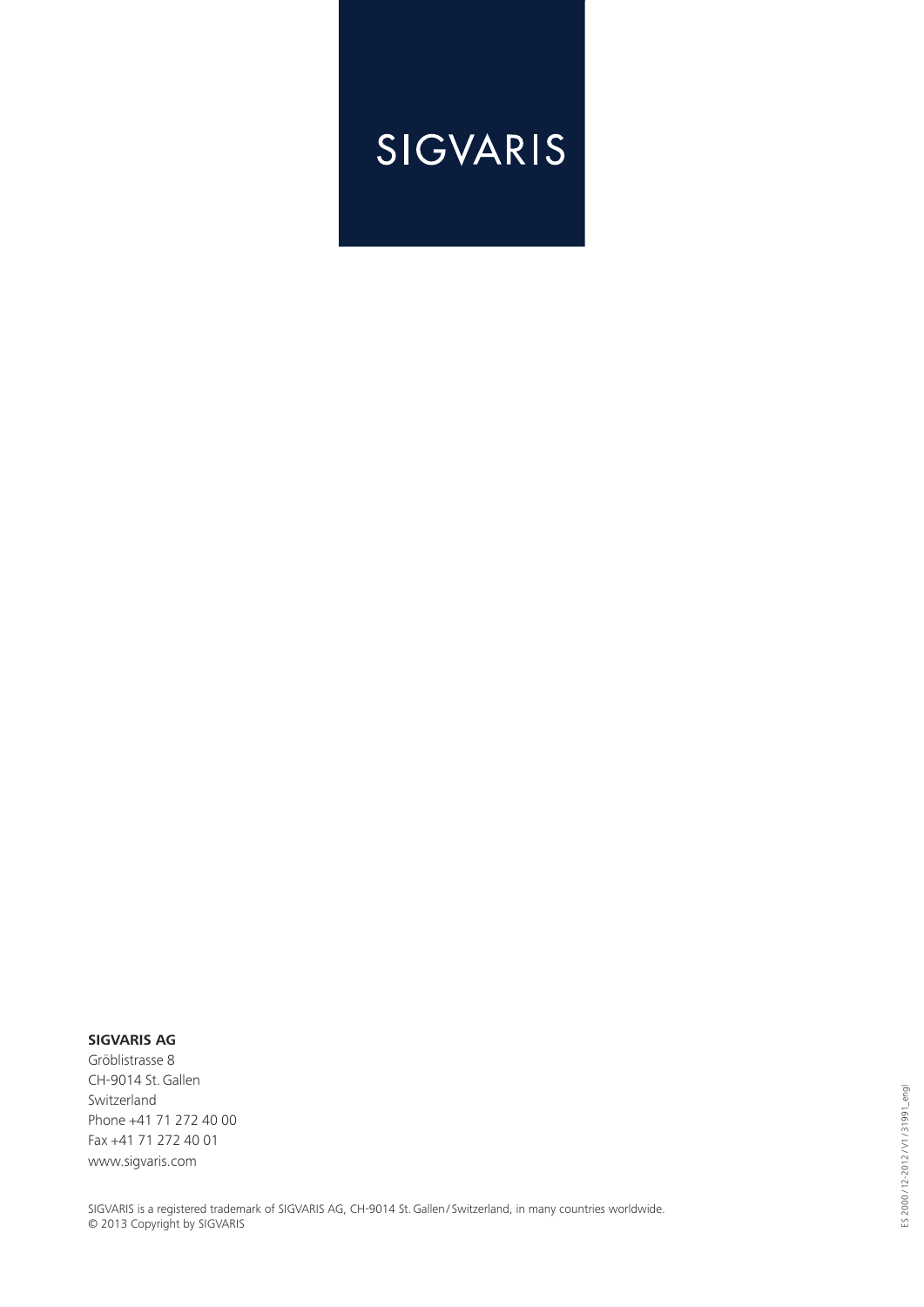SIGVARIS

**SIGVARIS AG**
Gröblistrasse 8
CH-9014 St. Gallen
Switzerland
Phone +41 71 272 40 00
Fax +41 71 272 40 01
www.sigvaris.com

SIGVARIS is a registered trademark of SIGVARIS AG, CH-9014 St. Gallen / Switzerland, in many countries worldwide.
© 2013 Copyright by SIGVARIS

ES 2000 / 12-2012 / V1 / 31991_engl